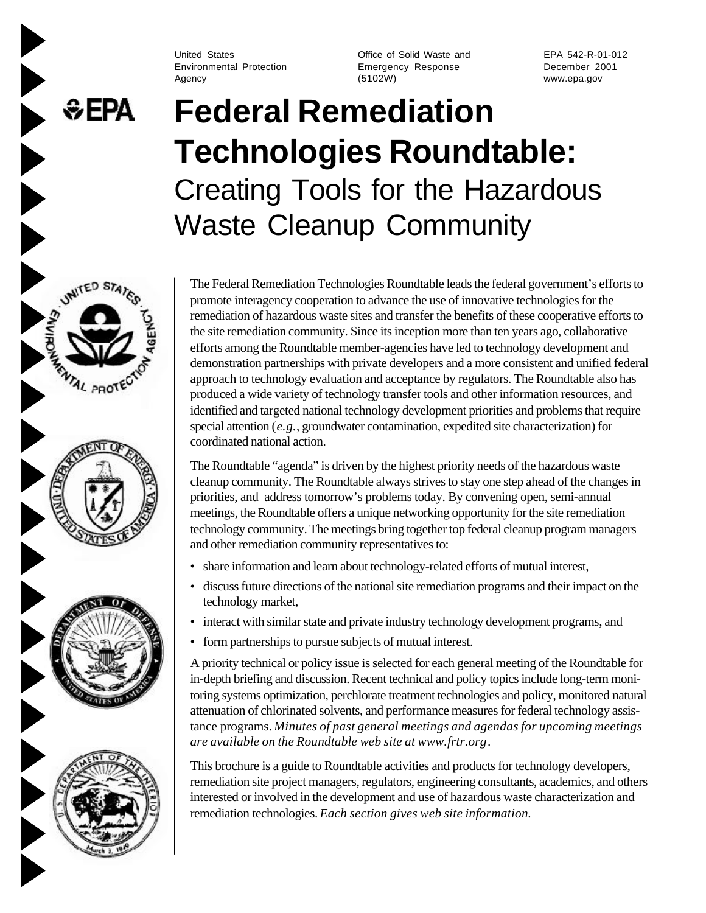United States Environmental Protection Agency | Office of Solid Waste and Emergency Response (5102W) | EPA 542-R-01-012 December 2001 www.epa.gov

# Federal Remediation Technologies Roundtable:
## Creating Tools for the Hazardous Waste Cleanup Community

The Federal Remediation Technologies Roundtable leads the federal government's efforts to promote interagency cooperation to advance the use of innovative technologies for the remediation of hazardous waste sites and transfer the benefits of these cooperative efforts to the site remediation community. Since its inception more than ten years ago, collaborative efforts among the Roundtable member-agencies have led to technology development and demonstration partnerships with private developers and a more consistent and unified federal approach to technology evaluation and acceptance by regulators. The Roundtable also has produced a wide variety of technology transfer tools and other information resources, and identified and targeted national technology development priorities and problems that require special attention (*e.g.*, groundwater contamination, expedited site characterization) for coordinated national action.

The Roundtable "agenda" is driven by the highest priority needs of the hazardous waste cleanup community. The Roundtable always strives to stay one step ahead of the changes in priorities, and address tomorrow's problems today. By convening open, semi-annual meetings, the Roundtable offers a unique networking opportunity for the site remediation technology community. The meetings bring together top federal cleanup program managers and other remediation community representatives to:

- share information and learn about technology-related efforts of mutual interest,
- discuss future directions of the national site remediation programs and their impact on the technology market,
- interact with similar state and private industry technology development programs, and
- form partnerships to pursue subjects of mutual interest.

A priority technical or policy issue is selected for each general meeting of the Roundtable for in-depth briefing and discussion. Recent technical and policy topics include long-term monitoring systems optimization, perchlorate treatment technologies and policy, monitored natural attenuation of chlorinated solvents, and performance measures for federal technology assistance programs. *Minutes of past general meetings and agendas for upcoming meetings are available on the Roundtable web site at www.frtr.org*.

This brochure is a guide to Roundtable activities and products for technology developers, remediation site project managers, regulators, engineering consultants, academics, and others interested or involved in the development and use of hazardous waste characterization and remediation technologies. *Each section gives web site information.*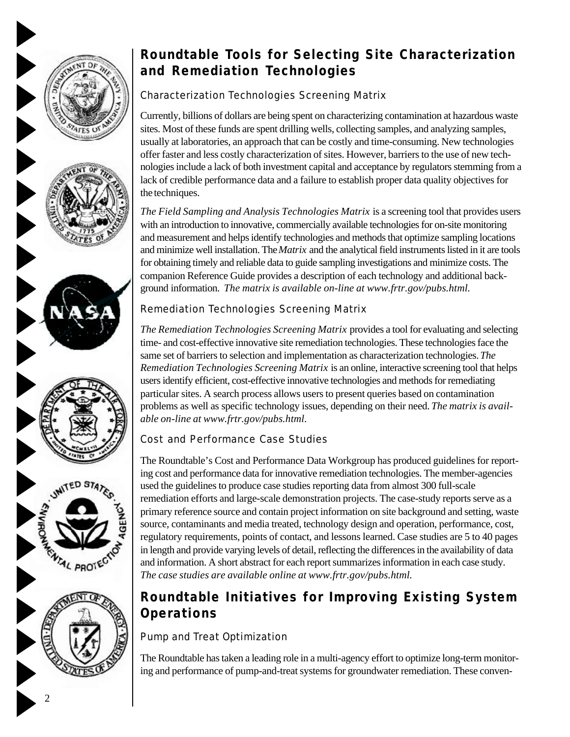## Roundtable Tools for Selecting Site Characterization and Remediation Technologies

### Characterization Technologies Screening Matrix

Currently, billions of dollars are being spent on characterizing contamination at hazardous waste sites. Most of these funds are spent drilling wells, collecting samples, and analyzing samples, usually at laboratories, an approach that can be costly and time-consuming. New technologies offer faster and less costly characterization of sites. However, barriers to the use of new technologies include a lack of both investment capital and acceptance by regulators stemming from a lack of credible performance data and a failure to establish proper data quality objectives for the techniques.

*The Field Sampling and Analysis Technologies Matrix* is a screening tool that provides users with an introduction to innovative, commercially available technologies for on-site monitoring and measurement and helps identify technologies and methods that optimize sampling locations and minimize well installation. The *Matrix* and the analytical field instruments listed in it are tools for obtaining timely and reliable data to guide sampling investigations and minimize costs. The companion Reference Guide provides a description of each technology and additional background information. *The matrix is available on-line at www.frtr.gov/pubs.html.*

### Remediation Technologies Screening Matrix

*The Remediation Technologies Screening Matrix* provides a tool for evaluating and selecting time- and cost-effective innovative site remediation technologies. These technologies face the same set of barriers to selection and implementation as characterization technologies. *The Remediation Technologies Screening Matrix* is an online, interactive screening tool that helps users identify efficient, cost-effective innovative technologies and methods for remediating particular sites. A search process allows users to present queries based on contamination problems as well as specific technology issues, depending on their need. *The matrix is available on-line at www.frtr.gov/pubs.html.*

### Cost and Performance Case Studies

The Roundtable's Cost and Performance Data Workgroup has produced guidelines for reporting cost and performance data for innovative remediation technologies. The member-agencies used the guidelines to produce case studies reporting data from almost 300 full-scale remediation efforts and large-scale demonstration projects. The case-study reports serve as a primary reference source and contain project information on site background and setting, waste source, contaminants and media treated, technology design and operation, performance, cost, regulatory requirements, points of contact, and lessons learned. Case studies are 5 to 40 pages in length and provide varying levels of detail, reflecting the differences in the availability of data and information. A short abstract for each report summarizes information in each case study. *The case studies are available online at www.frtr.gov/pubs.html.*

## Roundtable Initiatives for Improving Existing System Operations

### Pump and Treat Optimization

The Roundtable has taken a leading role in a multi-agency effort to optimize long-term monitoring and performance of pump-and-treat systems for groundwater remediation. These conven-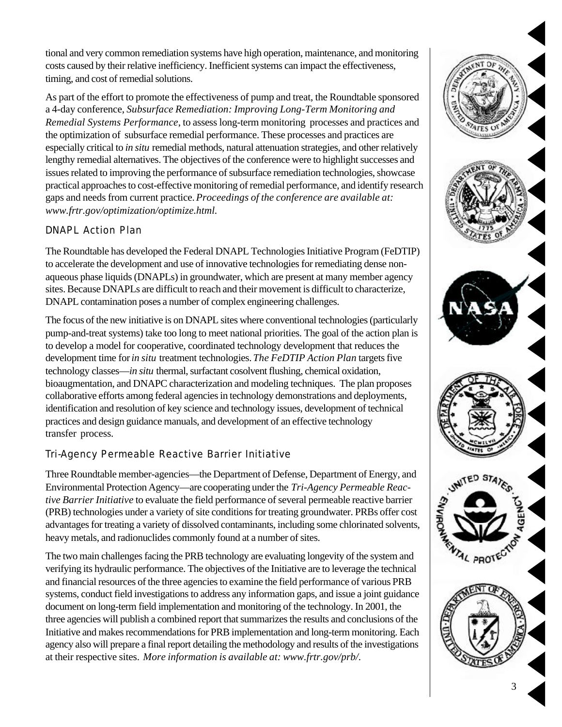tional and very common remediation systems have high operation, maintenance, and monitoring costs caused by their relative inefficiency. Inefficient systems can impact the effectiveness, timing, and cost of remedial solutions.

As part of the effort to promote the effectiveness of pump and treat, the Roundtable sponsored a 4-day conference, *Subsurface Remediation: Improving Long-Term Monitoring and Remedial Systems Performance*, to assess long-term monitoring processes and practices and the optimization of subsurface remedial performance. These processes and practices are especially critical to *in situ* remedial methods, natural attenuation strategies, and other relatively lengthy remedial alternatives. The objectives of the conference were to highlight successes and issues related to improving the performance of subsurface remediation technologies, showcase practical approaches to cost-effective monitoring of remedial performance, and identify research gaps and needs from current practice. *Proceedings of the conference are available at: www.frtr.gov/optimization/optimize.html.*

## DNAPL Action Plan

The Roundtable has developed the Federal DNAPL Technologies Initiative Program (FeDTIP) to accelerate the development and use of innovative technologies for remediating dense non-aqueous phase liquids (DNAPLs) in groundwater, which are present at many member agency sites. Because DNAPLs are difficult to reach and their movement is difficult to characterize, DNAPL contamination poses a number of complex engineering challenges.

The focus of the new initiative is on DNAPL sites where conventional technologies (particularly pump-and-treat systems) take too long to meet national priorities. The goal of the action plan is to develop a model for cooperative, coordinated technology development that reduces the development time for *in situ* treatment technologies. *The FeDTIP Action Plan* targets five technology classes—*in situ* thermal, surfactant cosolvent flushing, chemical oxidation, bioaugmentation, and DNAPC characterization and modeling techniques. The plan proposes collaborative efforts among federal agencies in technology demonstrations and deployments, identification and resolution of key science and technology issues, development of technical practices and design guidance manuals, and development of an effective technology transfer process.

## Tri-Agency Permeable Reactive Barrier Initiative

Three Roundtable member-agencies—the Department of Defense, Department of Energy, and Environmental Protection Agency—are cooperating under the *Tri-Agency Permeable Reactive Barrier Initiative* to evaluate the field performance of several permeable reactive barrier (PRB) technologies under a variety of site conditions for treating groundwater. PRBs offer cost advantages for treating a variety of dissolved contaminants, including some chlorinated solvents, heavy metals, and radionuclides commonly found at a number of sites.

The two main challenges facing the PRB technology are evaluating longevity of the system and verifying its hydraulic performance. The objectives of the Initiative are to leverage the technical and financial resources of the three agencies to examine the field performance of various PRB systems, conduct field investigations to address any information gaps, and issue a joint guidance document on long-term field implementation and monitoring of the technology. In 2001, the three agencies will publish a combined report that summarizes the results and conclusions of the Initiative and makes recommendations for PRB implementation and long-term monitoring. Each agency also will prepare a final report detailing the methodology and results of the investigations at their respective sites. *More information is available at: www.frtr.gov/prb/.*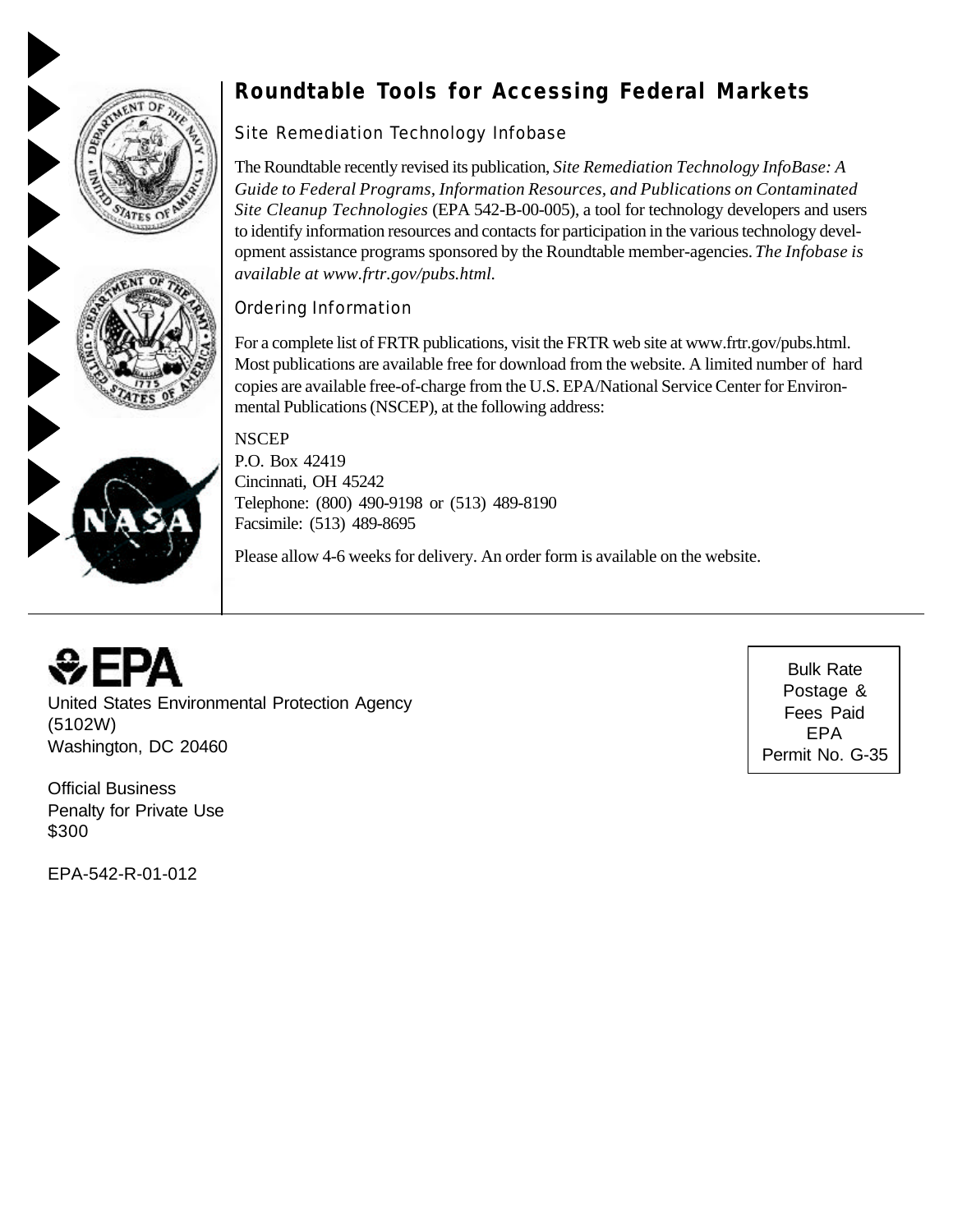## Roundtable Tools for Accessing Federal Markets

### Site Remediation Technology Infobase

The Roundtable recently revised its publication, *Site Remediation Technology InfoBase: A Guide to Federal Programs, Information Resources, and Publications on Contaminated Site Cleanup Technologies* (EPA 542-B-00-005), a tool for technology developers and users to identify information resources and contacts for participation in the various technology development assistance programs sponsored by the Roundtable member-agencies. *The Infobase is available at www.frtr.gov/pubs.html.*

### Ordering Information

For a complete list of FRTR publications, visit the FRTR web site at www.frtr.gov/pubs.html. Most publications are available free for download from the website. A limited number of hard copies are available free-of-charge from the U.S. EPA/National Service Center for Environmental Publications (NSCEP), at the following address:

NSCEP
P.O. Box 42419
Cincinnati, OH 45242
Telephone: (800) 490-9198 or (513) 489-8190
Facsimile: (513) 489-8695

Please allow 4-6 weeks for delivery. An order form is available on the website.

---

EPA
United States Environmental Protection Agency
(5102W)
Washington, DC 20460

Official Business
Penalty for Private Use
$300

EPA-542-R-01-012

Bulk Rate
Postage &
Fees Paid
EPA
Permit No. G-35